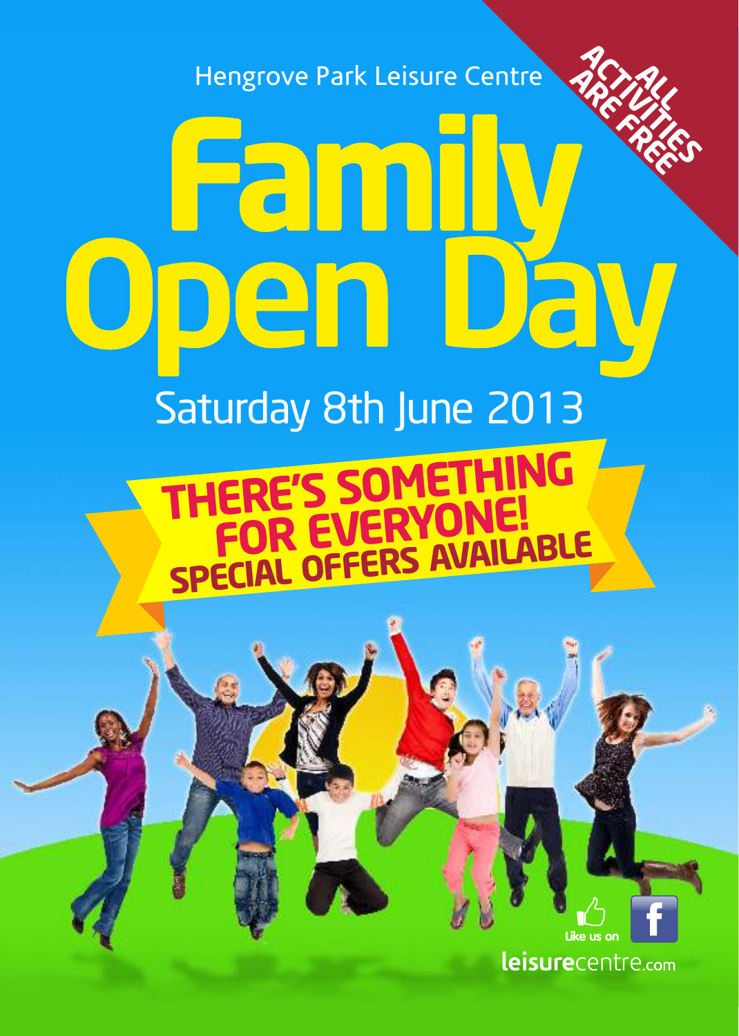Hengrove Park Leisure Centre

# Family Open Day

ALL ACTIVITIES ARE FREE

## Saturday 8th June 2013

**THERE'S SOMETHING FOR EVERYONE!**

**SPECIAL OFFERS AVAILABLE**

Like us on f

leisurecentre.com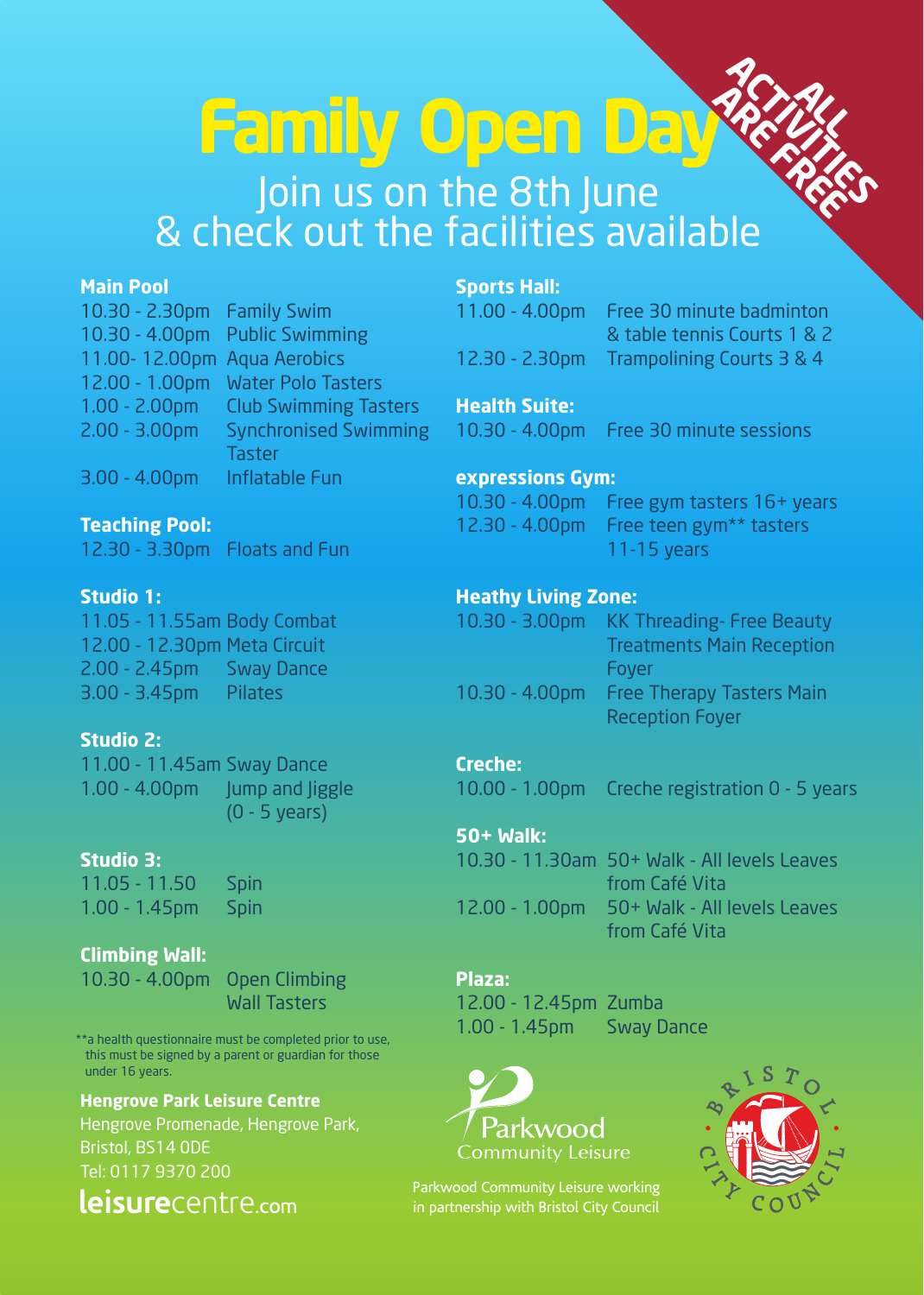# Family Open Day

**ALL ACTIVITIES ARE FREE**

## Join us on the 8th June & check out the facilities available

### Main Pool

| | |
|---|---|
| 10.30 - 2.30pm | Family Swim |
| 10.30 - 4.00pm | Public Swimming |
| 11.00- 12.00pm | Aqua Aerobics |
| 12.00 - 1.00pm | Water Polo Tasters |
| 1.00 - 2.00pm | Club Swimming Tasters |
| 2.00 - 3.00pm | Synchronised Swimming Taster |
| 3.00 - 4.00pm | Inflatable Fun |

### Teaching Pool:

| | |
|---|---|
| 12.30 - 3.30pm | Floats and Fun |

### Studio 1:

| | |
|---|---|
| 11.05 - 11.55am | Body Combat |
| 12.00 - 12.30pm | Meta Circuit |
| 2.00 - 2.45pm | Sway Dance |
| 3.00 - 3.45pm | Pilates |

### Studio 2:

| | |
|---|---|
| 11.00 - 11.45am | Sway Dance |
| 1.00 - 4.00pm | Jump and Jiggle (0 - 5 years) |

### Studio 3:

| | |
|---|---|
| 11.05 - 11.50 | Spin |
| 1.00 - 1.45pm | Spin |

### Climbing Wall:

| | |
|---|---|
| 10.30 - 4.00pm | Open Climbing Wall Tasters |

### Sports Hall:

| | |
|---|---|
| 11.00 - 4.00pm | Free 30 minute badminton & table tennis Courts 1 & 2 |
| 12.30 - 2.30pm | Trampolining Courts 3 & 4 |

### Health Suite:

| | |
|---|---|
| 10.30 - 4.00pm | Free 30 minute sessions |

### expressions Gym:

| | |
|---|---|
| 10.30 - 4.00pm | Free gym tasters 16+ years |
| 12.30 - 4.00pm | Free teen gym** tasters 11-15 years |

### Heathy Living Zone:

| | |
|---|---|
| 10.30 - 3.00pm | KK Threading- Free Beauty Treatments Main Reception Foyer |
| 10.30 - 4.00pm | Free Therapy Tasters Main Reception Foyer |

### Creche:

| | |
|---|---|
| 10.00 - 1.00pm | Creche registration 0 - 5 years |

### 50+ Walk:

| | |
|---|---|
| 10.30 - 11.30am | 50+ Walk - All levels Leaves from Café Vita |
| 12.00 - 1.00pm | 50+ Walk - All levels Leaves from Café Vita |

### Plaza:

| | |
|---|---|
| 12.00 - 12.45pm | Zumba |
| 1.00 - 1.45pm | Sway Dance |

**a health questionnaire must be completed prior to use, this must be signed by a parent or guardian for those under 16 years.

**Hengrove Park Leisure Centre**
Hengrove Promenade, Hengrove Park,
Bristol, BS14 0DE
Tel: 0117 9370 200

leisurecentre.com

Parkwood Community Leisure

Parkwood Community Leisure working in partnership with Bristol City Council

Bristol City Council